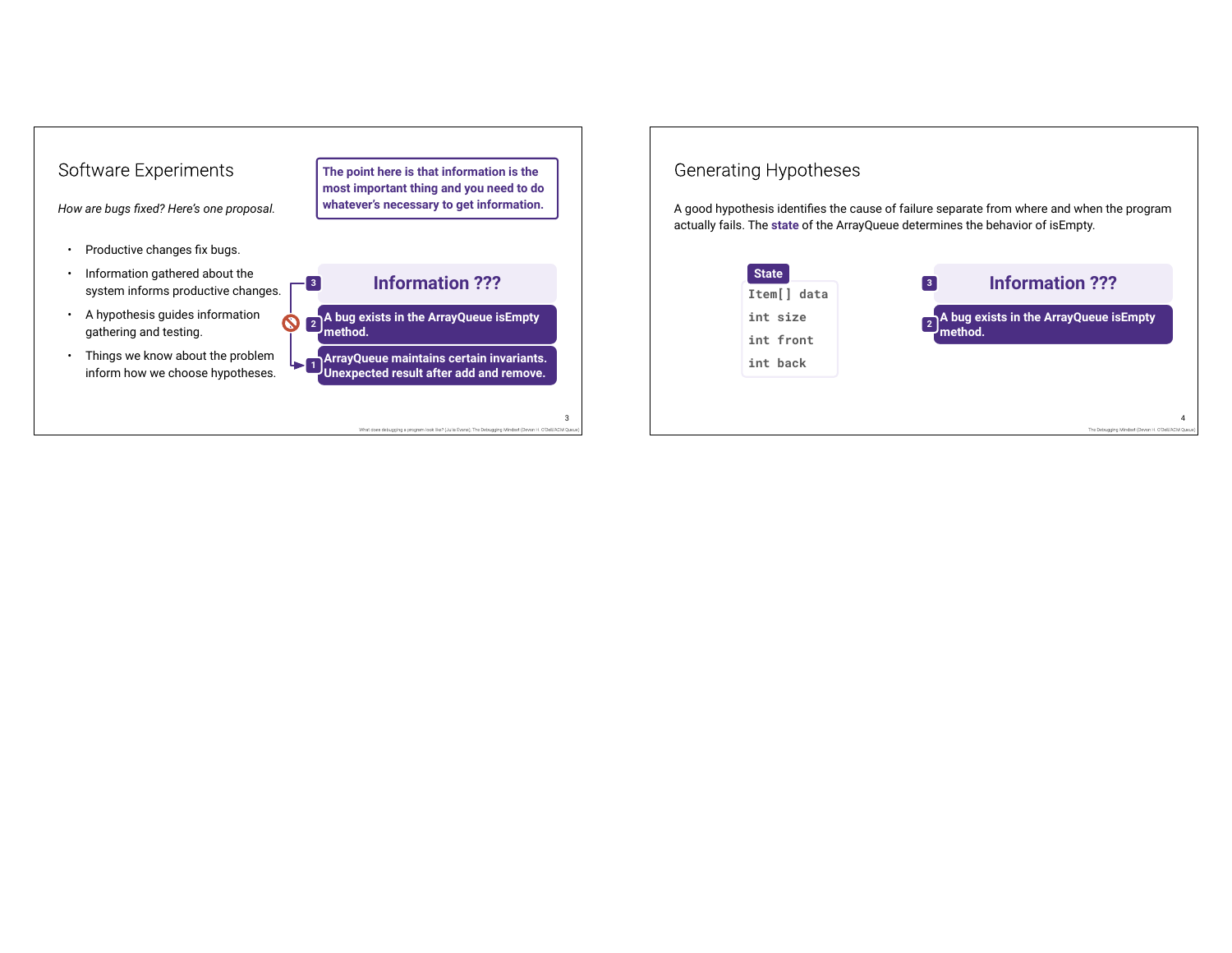## Software Experiments

*How are bugs fixed? Here's one proposal.*

**The point here is that information is the most important thing and you need to do whatever's necessary to get information.**

- Productive changes fix bugs.
- Information gathered about the system informs productive changes.
- A hypothesis guides information gathering and testing.
- Things we know about the problem inform how we choose hypotheses.

3. **Information ???**
2. **A bug exists in the ArrayQueue isEmpty method.**
1. **ArrayQueue maintains certain invariants. Unexpected result after add and remove.**

What does debugging a program look like? [Julia Evans], The Debugging Mindset (Devon H. O'Dell/ACM Queue)

## Generating Hypotheses

A good hypothesis identifies the cause of failure separate from where and when the program actually fails. The **state** of the ArrayQueue determines the behavior of isEmpty.

**State**

```
Item[] data
int size
int front
int back
```

3. **Information ???**
2. **A bug exists in the ArrayQueue isEmpty method.**

The Debugging Mindset (Devon H. O'Dell/ACM Queue)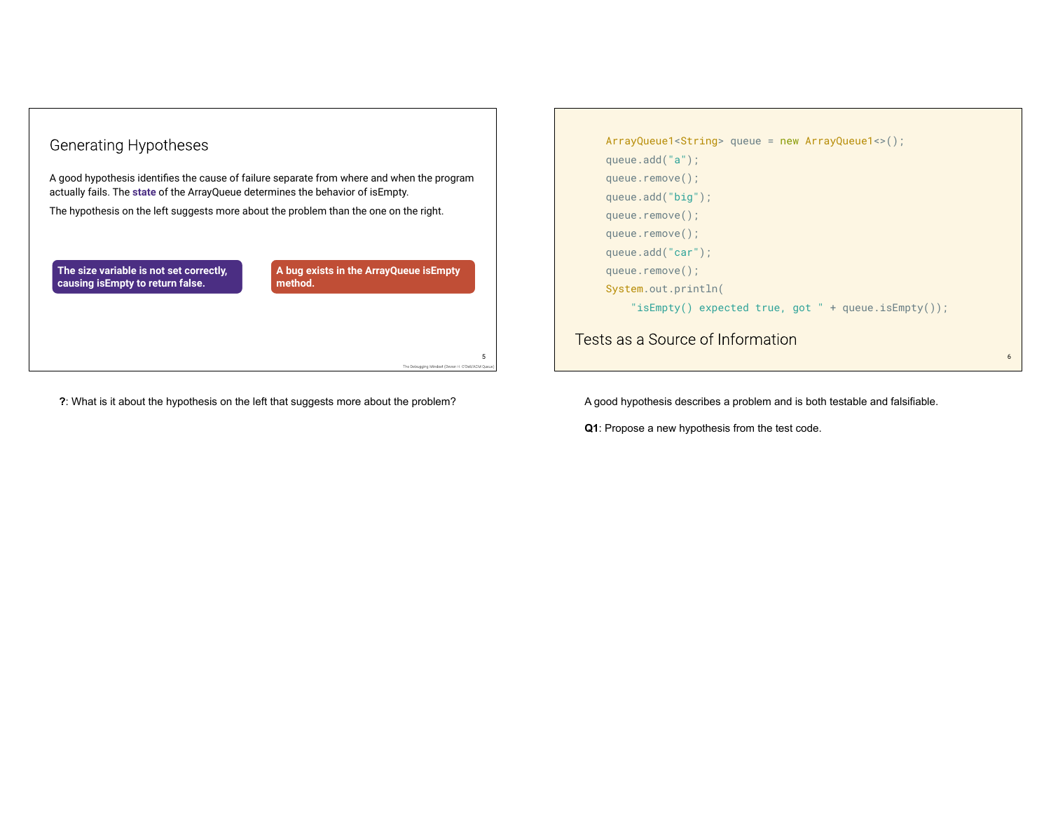## Generating Hypotheses

A good hypothesis identifies the cause of failure separate from where and when the program actually fails. The **state** of the ArrayQueue determines the behavior of isEmpty.

The hypothesis on the left suggests more about the problem than the one on the right.

**The size variable is not set correctly, causing isEmpty to return false.**

**A bug exists in the ArrayQueue isEmpty method.**

The Debugging Mindset (Devon H. O'Dell/ACM Queue)

**?**: What is it about the hypothesis on the left that suggests more about the problem?

```java
ArrayQueue1<String> queue = new ArrayQueue1<>();
queue.add("a");
queue.remove();
queue.add("big");
queue.remove();
queue.remove();
queue.add("car");
queue.remove();
System.out.println(
    "isEmpty() expected true, got " + queue.isEmpty());
```

## Tests as a Source of Information

A good hypothesis describes a problem and is both testable and falsifiable.

**Q1**: Propose a new hypothesis from the test code.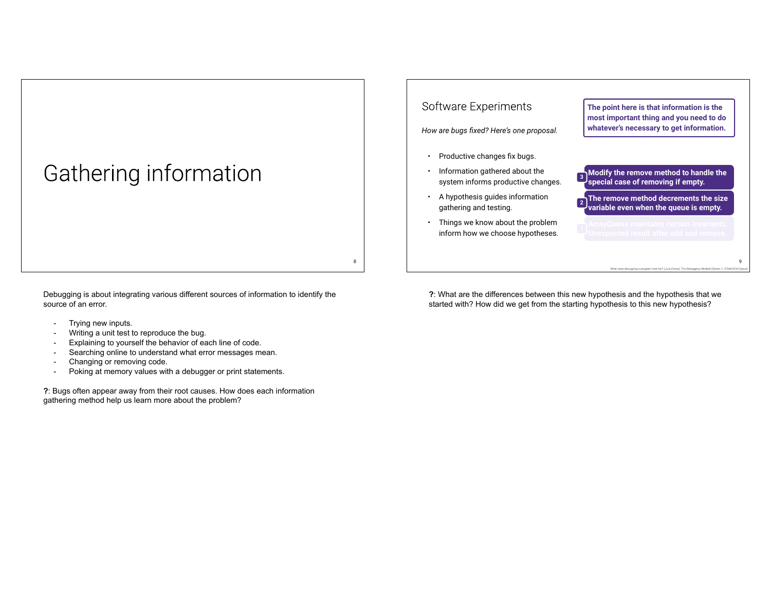# Gathering information

Debugging is about integrating various different sources of information to identify the source of an error.

- Trying new inputs.
- Writing a unit test to reproduce the bug.
- Explaining to yourself the behavior of each line of code.
- Searching online to understand what error messages mean.
- Changing or removing code.
- Poking at memory values with a debugger or print statements.

**?**: Bugs often appear away from their root causes. How does each information gathering method help us learn more about the problem?

## Software Experiments

*How are bugs fixed? Here's one proposal.*

- Productive changes fix bugs.
- Information gathered about the system informs productive changes.
- A hypothesis guides information gathering and testing.
- Things we know about the problem inform how we choose hypotheses.

**The point here is that information is the most important thing and you need to do whatever's necessary to get information.**

3. **Modify the remove method to handle the special case of removing if empty.**
2. **The remove method decrements the size variable even when the queue is empty.**
1. ArrayQueue maintains certain invariants. Unexpected result after add and remove.

What does debugging a program look like? (Liu & Evans); The Debugging Mindset (Devon H. O'Dell/ACM Queue)

**?**: What are the differences between this new hypothesis and the hypothesis that we started with? How did we get from the starting hypothesis to this new hypothesis?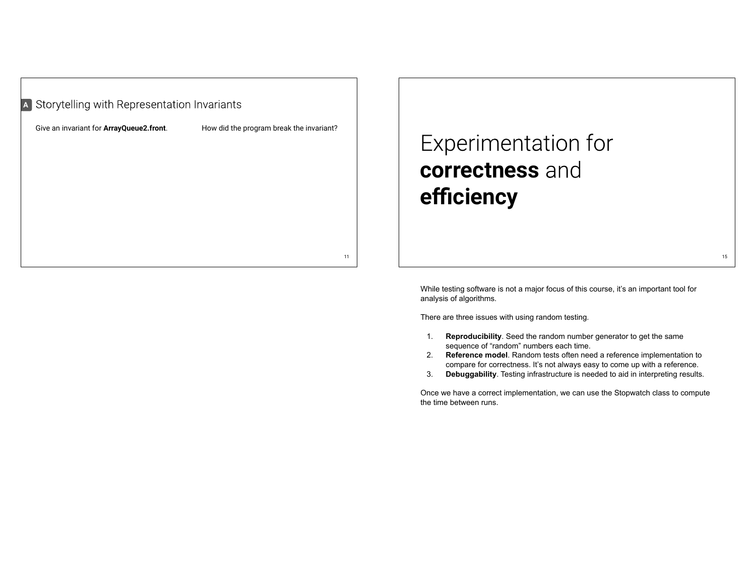## A Storytelling with Representation Invariants

Give an invariant for **ArrayQueue2.front**.

How did the program break the invariant?

# Experimentation for **correctness** and **efficiency**

While testing software is not a major focus of this course, it's an important tool for analysis of algorithms.

There are three issues with using random testing.

1. **Reproducibility**. Seed the random number generator to get the same sequence of "random" numbers each time.
2. **Reference model**. Random tests often need a reference implementation to compare for correctness. It's not always easy to come up with a reference.
3. **Debuggability**. Testing infrastructure is needed to aid in interpreting results.

Once we have a correct implementation, we can use the Stopwatch class to compute the time between runs.